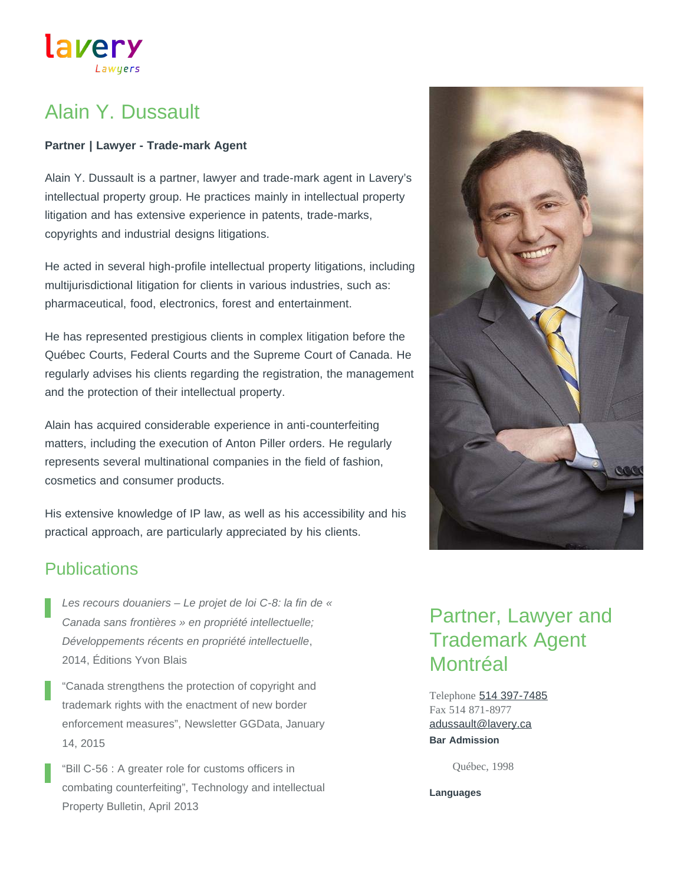lavery
Lawyers

# Alain Y. Dussault

**Partner | Lawyer - Trade-mark Agent**

Alain Y. Dussault is a partner, lawyer and trade-mark agent in Lavery's intellectual property group. He practices mainly in intellectual property litigation and has extensive experience in patents, trade-marks, copyrights and industrial designs litigations.

He acted in several high-profile intellectual property litigations, including multijurisdictional litigation for clients in various industries, such as: pharmaceutical, food, electronics, forest and entertainment.

He has represented prestigious clients in complex litigation before the Québec Courts, Federal Courts and the Supreme Court of Canada. He regularly advises his clients regarding the registration, the management and the protection of their intellectual property.

Alain has acquired considerable experience in anti-counterfeiting matters, including the execution of Anton Piller orders. He regularly represents several multinational companies in the field of fashion, cosmetics and consumer products.

His extensive knowledge of IP law, as well as his accessibility and his practical approach, are particularly appreciated by his clients.

## Publications

- *Les recours douaniers – Le projet de loi C-8: la fin de « Canada sans frontières » en propriété intellectuelle; Développements récents en propriété intellectuelle*, 2014, Éditions Yvon Blais
- "Canada strengthens the protection of copyright and trademark rights with the enactment of new border enforcement measures", Newsletter GGData, January 14, 2015
- "Bill C-56 : A greater role for customs officers in combating counterfeiting", Technology and intellectual Property Bulletin, April 2013

## Partner, Lawyer and Trademark Agent Montréal

Telephone 514 397-7485
Fax 514 871-8977
adussault@lavery.ca

**Bar Admission**

Québec, 1998

**Languages**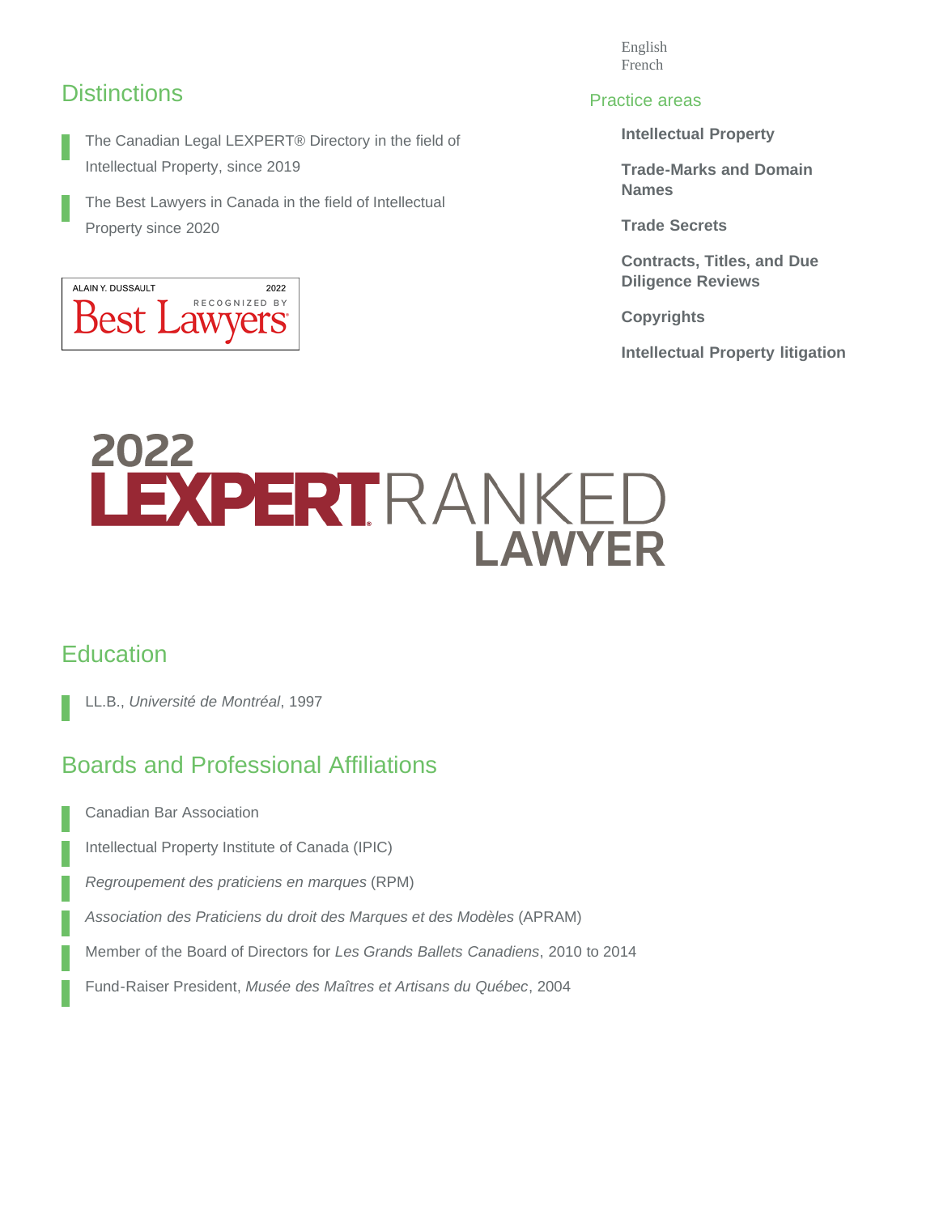English
French

## Practice areas

**Intellectual Property**

**Trade-Marks and Domain Names**

**Trade Secrets**

**Contracts, Titles, and Due Diligence Reviews**

**Copyrights**

**Intellectual Property litigation**

## Distinctions

- The Canadian Legal LEXPERT® Directory in the field of Intellectual Property, since 2019
- The Best Lawyers in Canada in the field of Intellectual Property since 2020

ALAIN Y. DUSSAULT 2022
RECOGNIZED BY
Best Lawyers

2022
LEXPERT RANKED
LAWYER

## Education

- LL.B., *Université de Montréal*, 1997

## Boards and Professional Affiliations

- Canadian Bar Association
- Intellectual Property Institute of Canada (IPIC)
- *Regroupement des praticiens en marques* (RPM)
- *Association des Praticiens du droit des Marques et des Modèles* (APRAM)
- Member of the Board of Directors for *Les Grands Ballets Canadiens*, 2010 to 2014
- Fund-Raiser President, *Musée des Maîtres et Artisans du Québec*, 2004